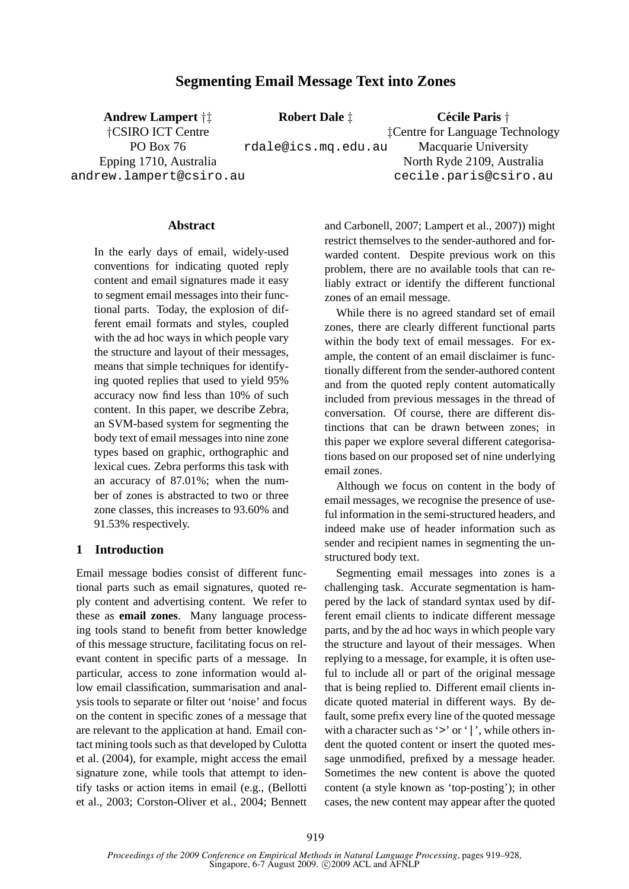# Segmenting Email Message Text into Zones

**Andrew Lampert** †‡
†CSIRO ICT Centre
PO Box 76
Epping 1710, Australia
andrew.lampert@csiro.au

**Robert Dale** ‡
rdale@ics.mq.edu.au

**Cécile Paris** †
‡Centre for Language Technology
Macquarie University
North Ryde 2109, Australia
cecile.paris@csiro.au

## Abstract

In the early days of email, widely-used conventions for indicating quoted reply content and email signatures made it easy to segment email messages into their functional parts. Today, the explosion of different email formats and styles, coupled with the ad hoc ways in which people vary the structure and layout of their messages, means that simple techniques for identifying quoted replies that used to yield 95% accuracy now find less than 10% of such content. In this paper, we describe Zebra, an SVM-based system for segmenting the body text of email messages into nine zone types based on graphic, orthographic and lexical cues. Zebra performs this task with an accuracy of 87.01%; when the number of zones is abstracted to two or three zone classes, this increases to 93.60% and 91.53% respectively.

## 1 Introduction

Email message bodies consist of different functional parts such as email signatures, quoted reply content and advertising content. We refer to these as **email zones**. Many language processing tools stand to benefit from better knowledge of this message structure, facilitating focus on relevant content in specific parts of a message. In particular, access to zone information would allow email classification, summarisation and analysis tools to separate or filter out 'noise' and focus on the content in specific zones of a message that are relevant to the application at hand. Email contact mining tools such as that developed by Culotta et al. (2004), for example, might access the email signature zone, while tools that attempt to identify tasks or action items in email (e.g., (Bellotti et al., 2003; Corston-Oliver et al., 2004; Bennett and Carbonell, 2007; Lampert et al., 2007)) might restrict themselves to the sender-authored and forwarded content. Despite previous work on this problem, there are no available tools that can reliably extract or identify the different functional zones of an email message.

While there is no agreed standard set of email zones, there are clearly different functional parts within the body text of email messages. For example, the content of an email disclaimer is functionally different from the sender-authored content and from the quoted reply content automatically included from previous messages in the thread of conversation. Of course, there are different distinctions that can be drawn between zones; in this paper we explore several different categorisations based on our proposed set of nine underlying email zones.

Although we focus on content in the body of email messages, we recognise the presence of useful information in the semi-structured headers, and indeed make use of header information such as sender and recipient names in segmenting the unstructured body text.

Segmenting email messages into zones is a challenging task. Accurate segmentation is hampered by the lack of standard syntax used by different email clients to indicate different message parts, and by the ad hoc ways in which people vary the structure and layout of their messages. When replying to a message, for example, it is often useful to include all or part of the original message that is being replied to. Different email clients indicate quoted material in different ways. By default, some prefix every line of the quoted message with a character such as '>' or '|', while others indent the quoted content or insert the quoted message unmodified, prefixed by a message header. Sometimes the new content is above the quoted content (a style known as 'top-posting'); in other cases, the new content may appear after the quoted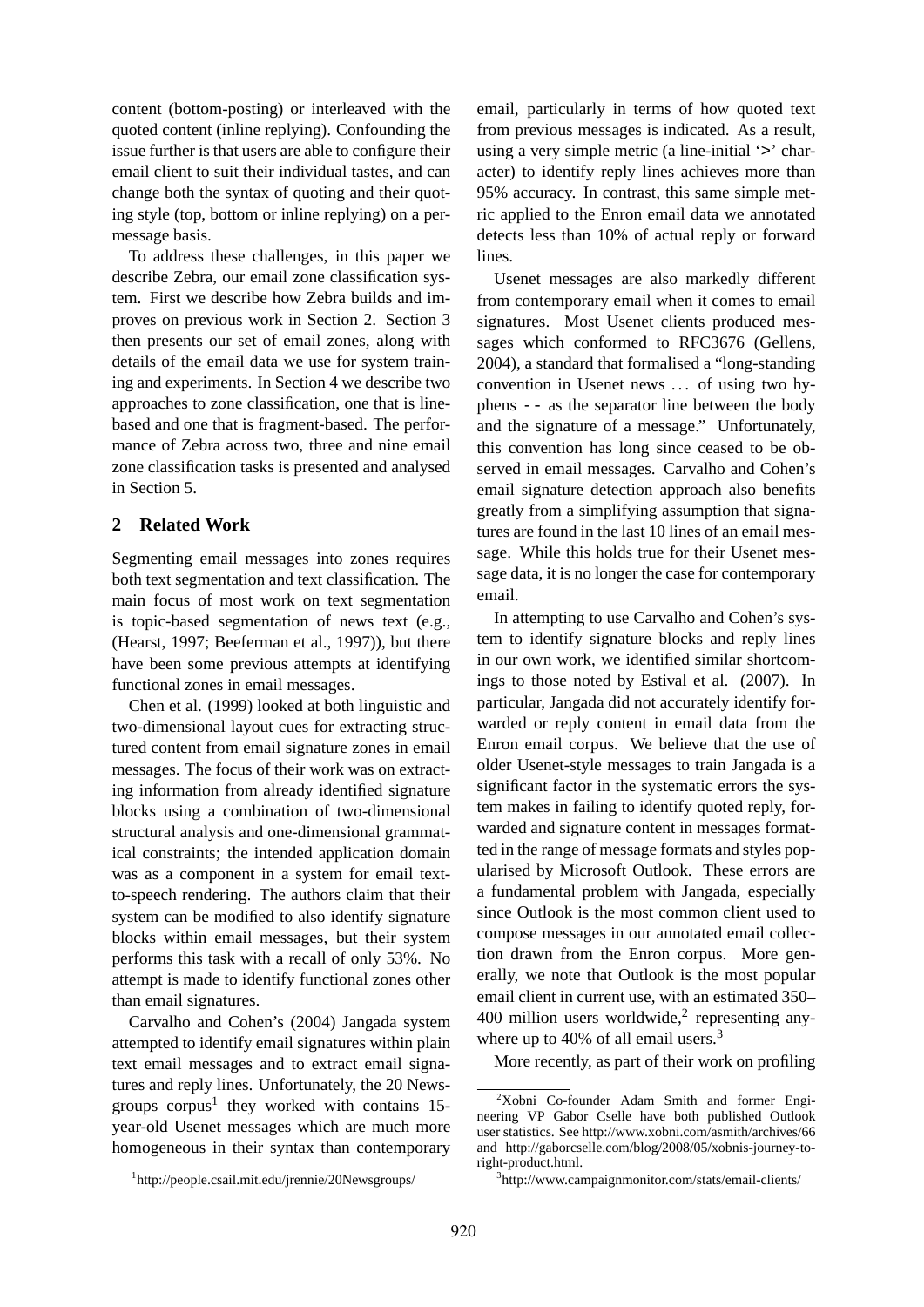content (bottom-posting) or interleaved with the quoted content (inline replying). Confounding the issue further is that users are able to configure their email client to suit their individual tastes, and can change both the syntax of quoting and their quoting style (top, bottom or inline replying) on a per-message basis.

To address these challenges, in this paper we describe Zebra, our email zone classification system. First we describe how Zebra builds and improves on previous work in Section 2. Section 3 then presents our set of email zones, along with details of the email data we use for system training and experiments. In Section 4 we describe two approaches to zone classification, one that is line-based and one that is fragment-based. The performance of Zebra across two, three and nine email zone classification tasks is presented and analysed in Section 5.

## 2 Related Work

Segmenting email messages into zones requires both text segmentation and text classification. The main focus of most work on text segmentation is topic-based segmentation of news text (e.g., (Hearst, 1997; Beeferman et al., 1997)), but there have been some previous attempts at identifying functional zones in email messages.

Chen et al. (1999) looked at both linguistic and two-dimensional layout cues for extracting structured content from email signature zones in email messages. The focus of their work was on extracting information from already identified signature blocks using a combination of two-dimensional structural analysis and one-dimensional grammatical constraints; the intended application domain was as a component in a system for email text-to-speech rendering. The authors claim that their system can be modified to also identify signature blocks within email messages, but their system performs this task with a recall of only 53%. No attempt is made to identify functional zones other than email signatures.

Carvalho and Cohen's (2004) Jangada system attempted to identify email signatures within plain text email messages and to extract email signatures and reply lines. Unfortunately, the 20 Newsgroups corpus[1] they worked with contains 15-year-old Usenet messages which are much more homogeneous in their syntax than contemporary email, particularly in terms of how quoted text from previous messages is indicated. As a result, using a very simple metric (a line-initial '>' character) to identify reply lines achieves more than 95% accuracy. In contrast, this same simple metric applied to the Enron email data we annotated detects less than 10% of actual reply or forward lines.

Usenet messages are also markedly different from contemporary email when it comes to email signatures. Most Usenet clients produced messages which conformed to RFC3676 (Gellens, 2004), a standard that formalised a "long-standing convention in Usenet news ... of using two hyphens -- as the separator line between the body and the signature of a message." Unfortunately, this convention has long since ceased to be observed in email messages. Carvalho and Cohen's email signature detection approach also benefits greatly from a simplifying assumption that signatures are found in the last 10 lines of an email message. While this holds true for their Usenet message data, it is no longer the case for contemporary email.

In attempting to use Carvalho and Cohen's system to identify signature blocks and reply lines in our own work, we identified similar shortcomings to those noted by Estival et al. (2007). In particular, Jangada did not accurately identify forwarded or reply content in email data from the Enron email corpus. We believe that the use of older Usenet-style messages to train Jangada is a significant factor in the systematic errors the system makes in failing to identify quoted reply, forwarded and signature content in messages formatted in the range of message formats and styles popularised by Microsoft Outlook. These errors are a fundamental problem with Jangada, especially since Outlook is the most common client used to compose messages in our annotated email collection drawn from the Enron corpus. More generally, we note that Outlook is the most popular email client in current use, with an estimated 350–400 million users worldwide,[2] representing anywhere up to 40% of all email users.[3]

More recently, as part of their work on profiling

[1] http://people.csail.mit.edu/jrennie/20Newsgroups/

[2] Xobni Co-founder Adam Smith and former Engineering VP Gabor Cselle have both published Outlook user statistics. See http://www.xobni.com/asmith/archives/66 and http://gaborcselle.com/blog/2008/05/xobnis-journey-to-right-product.html.

[3] http://www.campaignmonitor.com/stats/email-clients/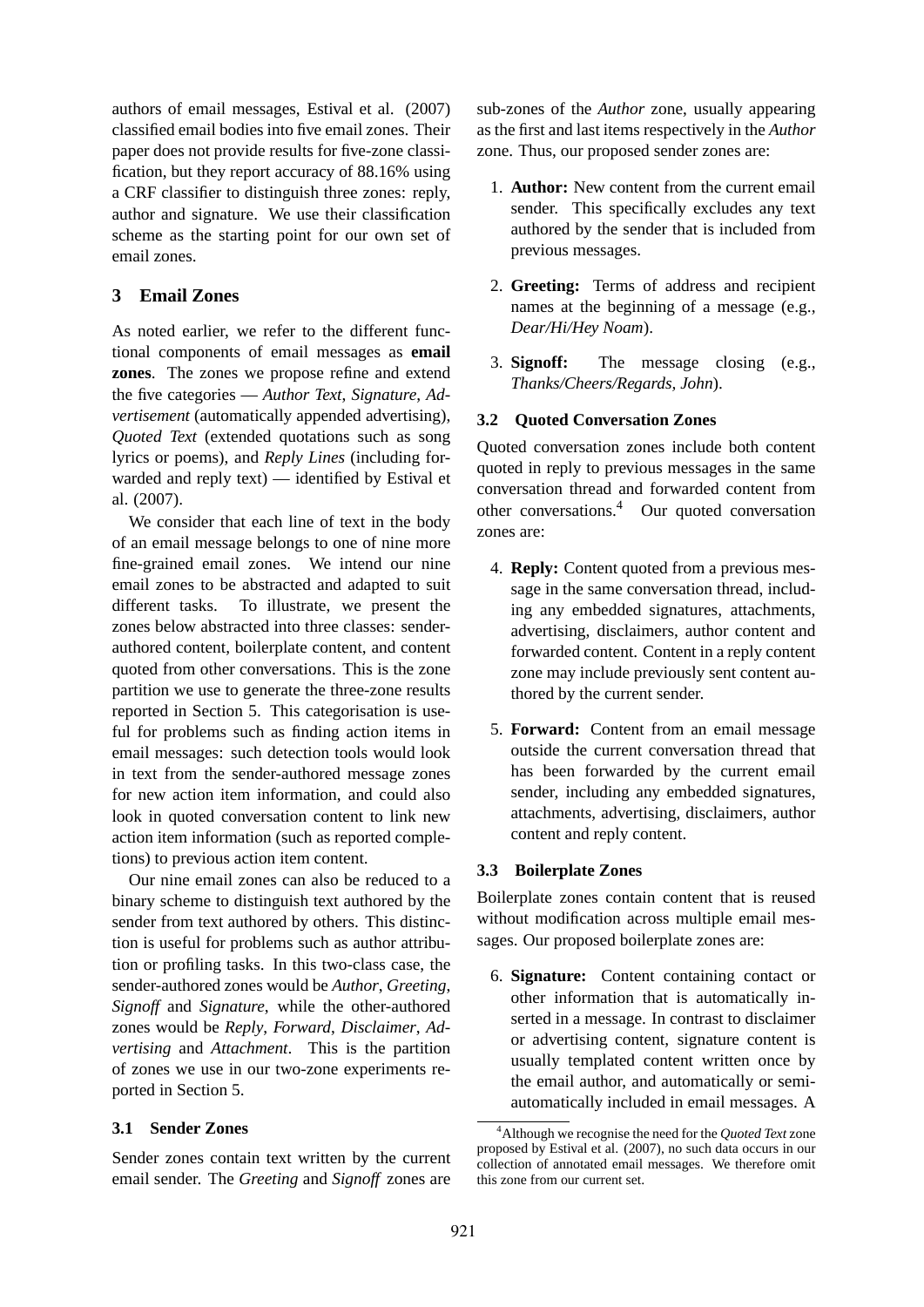authors of email messages, Estival et al. (2007) classified email bodies into five email zones. Their paper does not provide results for five-zone classification, but they report accuracy of 88.16% using a CRF classifier to distinguish three zones: reply, author and signature. We use their classification scheme as the starting point for our own set of email zones.

## 3 Email Zones

As noted earlier, we refer to the different functional components of email messages as **email zones**. The zones we propose refine and extend the five categories — *Author Text*, *Signature*, *Advertisement* (automatically appended advertising), *Quoted Text* (extended quotations such as song lyrics or poems), and *Reply Lines* (including forwarded and reply text) — identified by Estival et al. (2007).

We consider that each line of text in the body of an email message belongs to one of nine more fine-grained email zones. We intend our nine email zones to be abstracted and adapted to suit different tasks. To illustrate, we present the zones below abstracted into three classes: sender-authored content, boilerplate content, and content quoted from other conversations. This is the zone partition we use to generate the three-zone results reported in Section 5. This categorisation is useful for problems such as finding action items in email messages: such detection tools would look in text from the sender-authored message zones for new action item information, and could also look in quoted conversation content to link new action item information (such as reported completions) to previous action item content.

Our nine email zones can also be reduced to a binary scheme to distinguish text authored by the sender from text authored by others. This distinction is useful for problems such as author attribution or profiling tasks. In this two-class case, the sender-authored zones would be *Author*, *Greeting*, *Signoff* and *Signature*, while the other-authored zones would be *Reply*, *Forward*, *Disclaimer*, *Advertising* and *Attachment*. This is the partition of zones we use in our two-zone experiments reported in Section 5.

### 3.1 Sender Zones

Sender zones contain text written by the current email sender. The *Greeting* and *Signoff* zones are sub-zones of the *Author* zone, usually appearing as the first and last items respectively in the *Author* zone. Thus, our proposed sender zones are:

1. **Author:** New content from the current email sender. This specifically excludes any text authored by the sender that is included from previous messages.
2. **Greeting:** Terms of address and recipient names at the beginning of a message (e.g., *Dear/Hi/Hey Noam*).
3. **Signoff:** The message closing (e.g., *Thanks/Cheers/Regards, John*).

### 3.2 Quoted Conversation Zones

Quoted conversation zones include both content quoted in reply to previous messages in the same conversation thread and forwarded content from other conversations.[4] Our quoted conversation zones are:

4. **Reply:** Content quoted from a previous message in the same conversation thread, including any embedded signatures, attachments, advertising, disclaimers, author content and forwarded content. Content in a reply content zone may include previously sent content authored by the current sender.
5. **Forward:** Content from an email message outside the current conversation thread that has been forwarded by the current email sender, including any embedded signatures, attachments, advertising, disclaimers, author content and reply content.

### 3.3 Boilerplate Zones

Boilerplate zones contain content that is reused without modification across multiple email messages. Our proposed boilerplate zones are:

6. **Signature:** Content containing contact or other information that is automatically inserted in a message. In contrast to disclaimer or advertising content, signature content is usually templated content written once by the email author, and automatically or semi-automatically included in email messages. A

[4] Although we recognise the need for the *Quoted Text* zone proposed by Estival et al. (2007), no such data occurs in our collection of annotated email messages. We therefore omit this zone from our current set.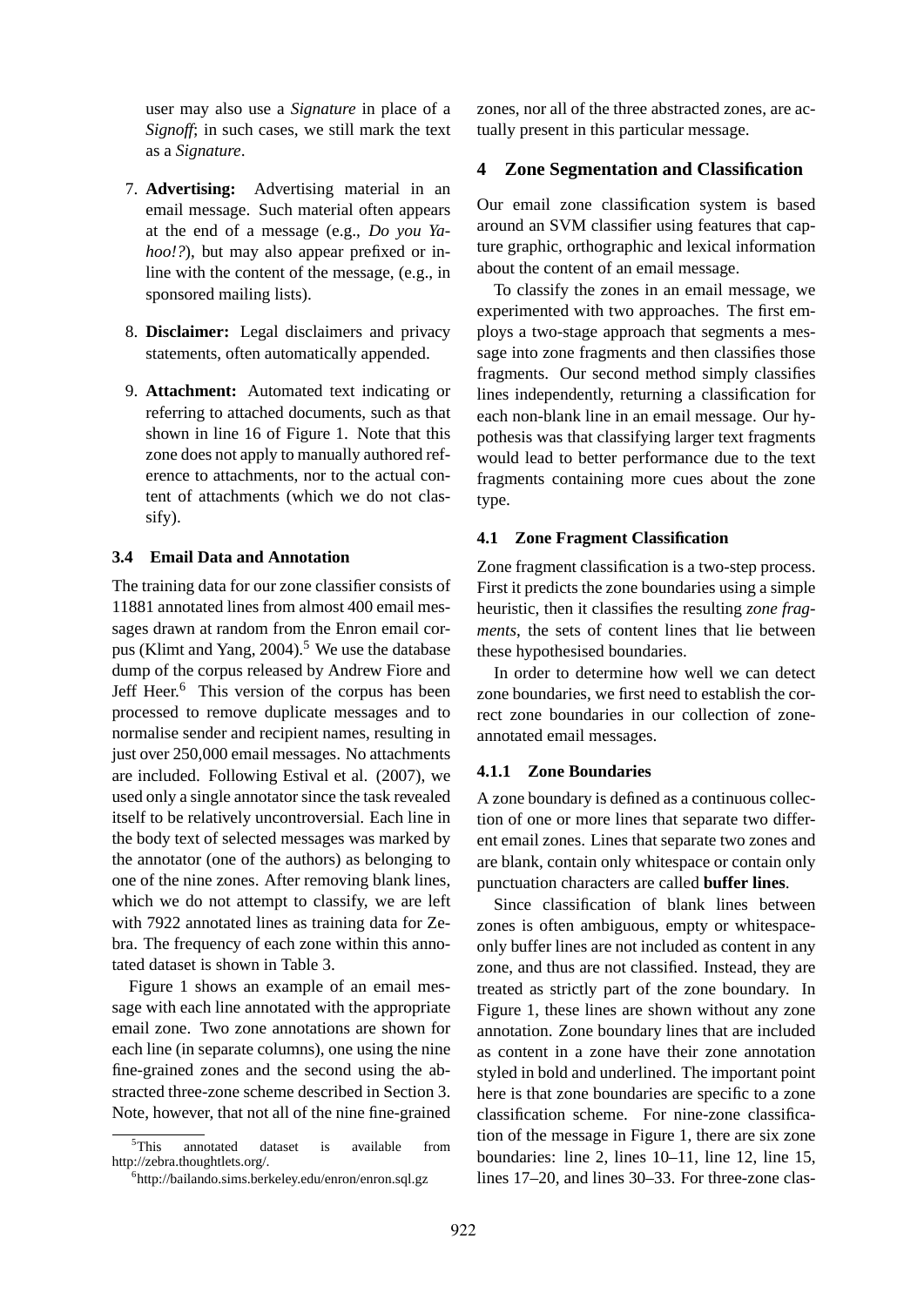user may also use a *Signature* in place of a *Signoff*; in such cases, we still mark the text as a *Signature*.

7. **Advertising:** Advertising material in an email message. Such material often appears at the end of a message (e.g., *Do you Yahoo!?*), but may also appear prefixed or inline with the content of the message, (e.g., in sponsored mailing lists).

8. **Disclaimer:** Legal disclaimers and privacy statements, often automatically appended.

9. **Attachment:** Automated text indicating or referring to attached documents, such as that shown in line 16 of Figure 1. Note that this zone does not apply to manually authored reference to attachments, nor to the actual content of attachments (which we do not classify).

### 3.4 Email Data and Annotation

The training data for our zone classifier consists of 11881 annotated lines from almost 400 email messages drawn at random from the Enron email corpus (Klimt and Yang, 2004).[5] We use the database dump of the corpus released by Andrew Fiore and Jeff Heer.[6] This version of the corpus has been processed to remove duplicate messages and to normalise sender and recipient names, resulting in just over 250,000 email messages. No attachments are included. Following Estival et al. (2007), we used only a single annotator since the task revealed itself to be relatively uncontroversial. Each line in the body text of selected messages was marked by the annotator (one of the authors) as belonging to one of the nine zones. After removing blank lines, which we do not attempt to classify, we are left with 7922 annotated lines as training data for Zebra. The frequency of each zone within this annotated dataset is shown in Table 3.

Figure 1 shows an example of an email message with each line annotated with the appropriate email zone. Two zone annotations are shown for each line (in separate columns), one using the nine fine-grained zones and the second using the abstracted three-zone scheme described in Section 3. Note, however, that not all of the nine fine-grained zones, nor all of the three abstracted zones, are actually present in this particular message.

[5]This annotated dataset is available from http://zebra.thoughtlets.org/.

[6]http://bailando.sims.berkeley.edu/enron/enron.sql.gz

## 4 Zone Segmentation and Classification

Our email zone classification system is based around an SVM classifier using features that capture graphic, orthographic and lexical information about the content of an email message.

To classify the zones in an email message, we experimented with two approaches. The first employs a two-stage approach that segments a message into zone fragments and then classifies those fragments. Our second method simply classifies lines independently, returning a classification for each non-blank line in an email message. Our hypothesis was that classifying larger text fragments would lead to better performance due to the text fragments containing more cues about the zone type.

### 4.1 Zone Fragment Classification

Zone fragment classification is a two-step process. First it predicts the zone boundaries using a simple heuristic, then it classifies the resulting *zone fragments*, the sets of content lines that lie between these hypothesised boundaries.

In order to determine how well we can detect zone boundaries, we first need to establish the correct zone boundaries in our collection of zone-annotated email messages.

#### 4.1.1 Zone Boundaries

A zone boundary is defined as a continuous collection of one or more lines that separate two different email zones. Lines that separate two zones and are blank, contain only whitespace or contain only punctuation characters are called **buffer lines**.

Since classification of blank lines between zones is often ambiguous, empty or whitespace-only buffer lines are not included as content in any zone, and thus are not classified. Instead, they are treated as strictly part of the zone boundary. In Figure 1, these lines are shown without any zone annotation. Zone boundary lines that are included as content in a zone have their zone annotation styled in bold and underlined. The important point here is that zone boundaries are specific to a zone classification scheme. For nine-zone classification of the message in Figure 1, there are six zone boundaries: line 2, lines 10–11, line 12, line 15, lines 17–20, and lines 30–33. For three-zone clas-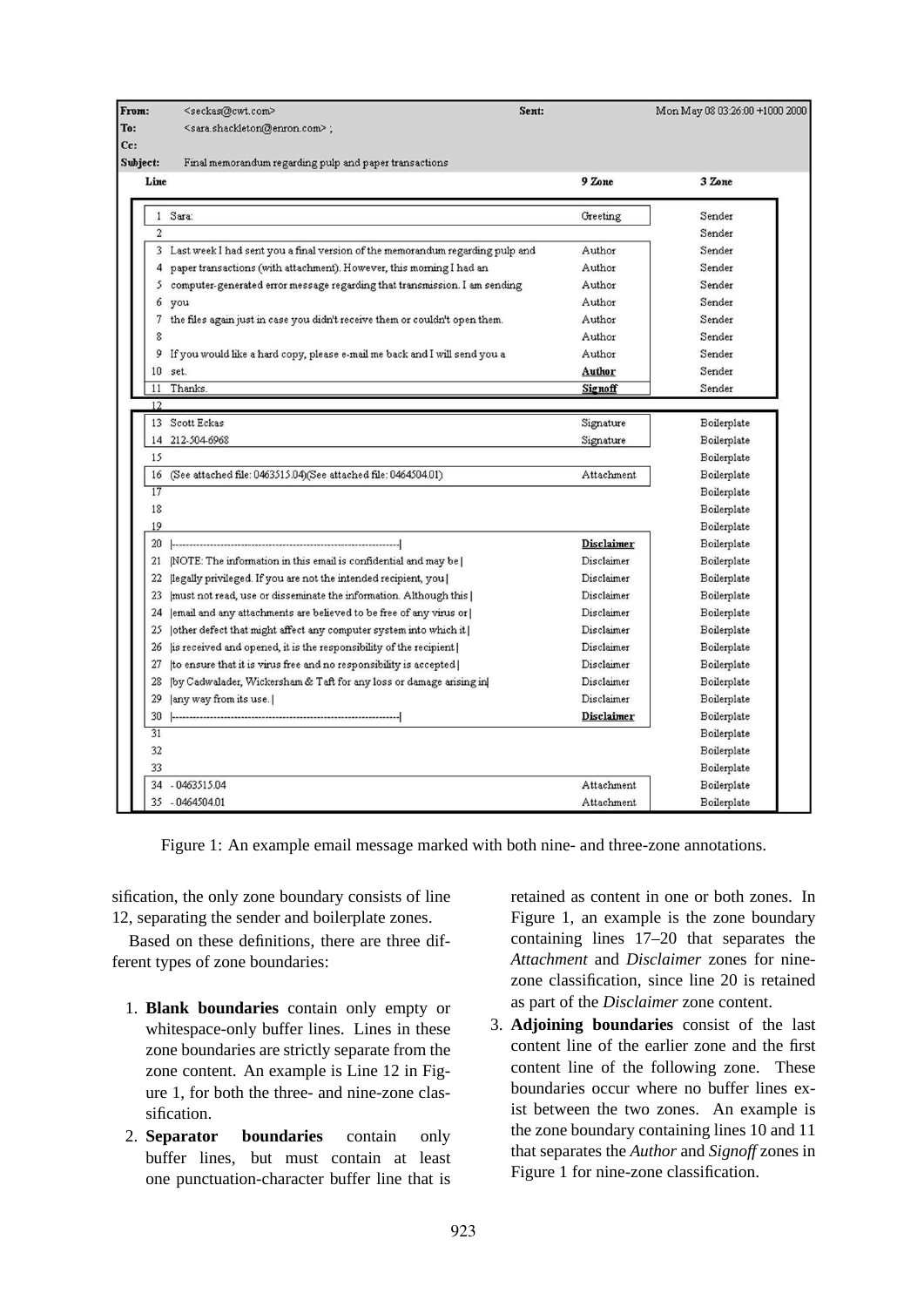| From: | <seckas@cwt.com> | Sent: | Mon May 08 03:26:00 +1000 2000 |
|---|---|---|---|
| To: | <sara.shackleton@enron.com> ; | | |
| Cc: | | | |
| Subject: | Final memorandum regarding pulp and paper transactions | | |

| Line | | 9 Zone | 3 Zone |
|---|---|---|---|
| 1 | Sara: | Greeting | Sender |
| 2 | | | Sender |
| 3 | Last week I had sent you a final version of the memorandum regarding pulp and | Author | Sender |
| 4 | paper transactions (with attachment). However, this morning I had an | Author | Sender |
| 5 | computer-generated error message regarding that transmission. I am sending | Author | Sender |
| 6 | you | Author | Sender |
| 7 | the files again just in case you didn't receive them or couldn't open them. | Author | Sender |
| 8 | | Author | Sender |
| 9 | If you would like a hard copy, please e-mail me back and I will send you a | Author | Sender |
| 10 | set. | **Author** | Sender |
| 11 | Thanks. | **Signoff** | Sender |
| 12 | | | |
| 13 | Scott Eckas | Signature | Boilerplate |
| 14 | 212-504-6968 | Signature | Boilerplate |
| 15 | | | Boilerplate |
| 16 | (See attached file: 0463515.04)(See attached file: 0464504.01) | Attachment | Boilerplate |
| 17 | | | Boilerplate |
| 18 | | | Boilerplate |
| 19 | | | Boilerplate |
| 20 | \|--------------------------------------------------------------\| | **Disclaimer** | Boilerplate |
| 21 | \|NOTE: The information in this email is confidential and may be\| | Disclaimer | Boilerplate |
| 22 | \|legally privileged. If you are not the intended recipient, you\| | Disclaimer | Boilerplate |
| 23 | \|must not read, use or disseminate the information. Although this\| | Disclaimer | Boilerplate |
| 24 | \|email and any attachments are believed to be free of any virus or\| | Disclaimer | Boilerplate |
| 25 | \|other defect that might affect any computer system into which it\| | Disclaimer | Boilerplate |
| 26 | \|is received and opened, it is the responsibility of the recipient\| | Disclaimer | Boilerplate |
| 27 | \|to ensure that it is virus free and no responsibility is accepted\| | Disclaimer | Boilerplate |
| 28 | \|by Cadwalader, Wickersham & Taft for any loss or damage arising in\| | Disclaimer | Boilerplate |
| 29 | \|any way from its use.\| | Disclaimer | Boilerplate |
| 30 | \|--------------------------------------------------------------\| | **Disclaimer** | Boilerplate |
| 31 | | | Boilerplate |
| 32 | | | Boilerplate |
| 33 | | | Boilerplate |
| 34 | - 0463515.04 | Attachment | Boilerplate |
| 35 | - 0464504.01 | Attachment | Boilerplate |

Figure 1: An example email message marked with both nine- and three-zone annotations.

sification, the only zone boundary consists of line 12, separating the sender and boilerplate zones.

Based on these definitions, there are three different types of zone boundaries:

1. **Blank boundaries** contain only empty or whitespace-only buffer lines. Lines in these zone boundaries are strictly separate from the zone content. An example is Line 12 in Figure 1, for both the three- and nine-zone classification.
2. **Separator boundaries** contain only buffer lines, but must contain at least one punctuation-character buffer line that is retained as content in one or both zones. In Figure 1, an example is the zone boundary containing lines 17–20 that separates the *Attachment* and *Disclaimer* zones for nine-zone classification, since line 20 is retained as part of the *Disclaimer* zone content.
3. **Adjoining boundaries** consist of the last content line of the earlier zone and the first content line of the following zone. These boundaries occur where no buffer lines exist between the two zones. An example is the zone boundary containing lines 10 and 11 that separates the *Author* and *Signoff* zones in Figure 1 for nine-zone classification.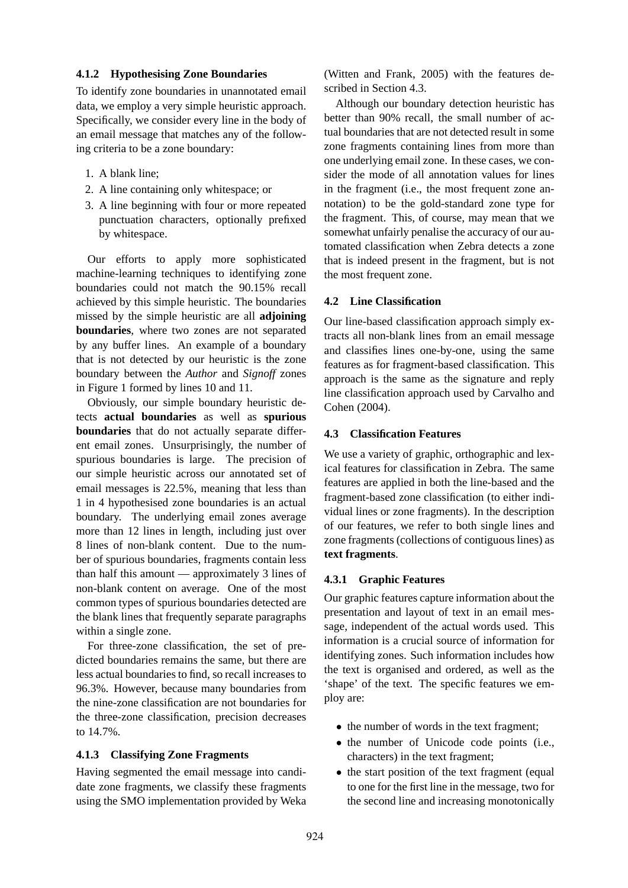#### 4.1.2 Hypothesising Zone Boundaries

To identify zone boundaries in unannotated email data, we employ a very simple heuristic approach. Specifically, we consider every line in the body of an email message that matches any of the following criteria to be a zone boundary:

1. A blank line;
2. A line containing only whitespace; or
3. A line beginning with four or more repeated punctuation characters, optionally prefixed by whitespace.

Our efforts to apply more sophisticated machine-learning techniques to identifying zone boundaries could not match the 90.15% recall achieved by this simple heuristic. The boundaries missed by the simple heuristic are all **adjoining boundaries**, where two zones are not separated by any buffer lines. An example of a boundary that is not detected by our heuristic is the zone boundary between the *Author* and *Signoff* zones in Figure 1 formed by lines 10 and 11.

Obviously, our simple boundary heuristic detects **actual boundaries** as well as **spurious boundaries** that do not actually separate different email zones. Unsurprisingly, the number of spurious boundaries is large. The precision of our simple heuristic across our annotated set of email messages is 22.5%, meaning that less than 1 in 4 hypothesised zone boundaries is an actual boundary. The underlying email zones average more than 12 lines in length, including just over 8 lines of non-blank content. Due to the number of spurious boundaries, fragments contain less than half this amount — approximately 3 lines of non-blank content on average. One of the most common types of spurious boundaries detected are the blank lines that frequently separate paragraphs within a single zone.

For three-zone classification, the set of predicted boundaries remains the same, but there are less actual boundaries to find, so recall increases to 96.3%. However, because many boundaries from the nine-zone classification are not boundaries for the three-zone classification, precision decreases to 14.7%.

#### 4.1.3 Classifying Zone Fragments

Having segmented the email message into candidate zone fragments, we classify these fragments using the SMO implementation provided by Weka (Witten and Frank, 2005) with the features described in Section 4.3.

Although our boundary detection heuristic has better than 90% recall, the small number of actual boundaries that are not detected result in some zone fragments containing lines from more than one underlying email zone. In these cases, we consider the mode of all annotation values for lines in the fragment (i.e., the most frequent zone annotation) to be the gold-standard zone type for the fragment. This, of course, may mean that we somewhat unfairly penalise the accuracy of our automated classification when Zebra detects a zone that is indeed present in the fragment, but is not the most frequent zone.

### 4.2 Line Classification

Our line-based classification approach simply extracts all non-blank lines from an email message and classifies lines one-by-one, using the same features as for fragment-based classification. This approach is the same as the signature and reply line classification approach used by Carvalho and Cohen (2004).

### 4.3 Classification Features

We use a variety of graphic, orthographic and lexical features for classification in Zebra. The same features are applied in both the line-based and the fragment-based zone classification (to either individual lines or zone fragments). In the description of our features, we refer to both single lines and zone fragments (collections of contiguous lines) as **text fragments**.

#### 4.3.1 Graphic Features

Our graphic features capture information about the presentation and layout of text in an email message, independent of the actual words used. This information is a crucial source of information for identifying zones. Such information includes how the text is organised and ordered, as well as the 'shape' of the text. The specific features we employ are:

- the number of words in the text fragment;
- the number of Unicode code points (i.e., characters) in the text fragment;
- the start position of the text fragment (equal to one for the first line in the message, two for the second line and increasing monotonically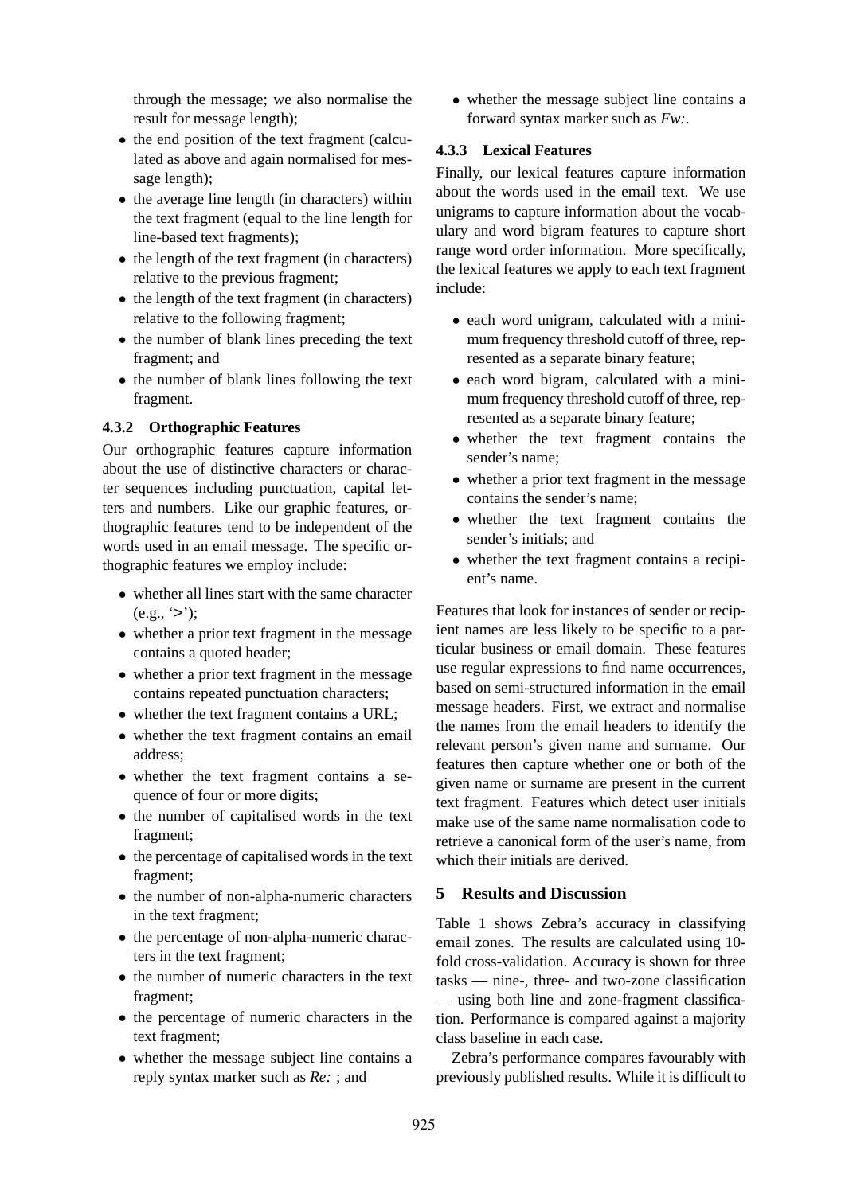through the message; we also normalise the result for message length);

- the end position of the text fragment (calculated as above and again normalised for message length);
- the average line length (in characters) within the text fragment (equal to the line length for line-based text fragments);
- the length of the text fragment (in characters) relative to the previous fragment;
- the length of the text fragment (in characters) relative to the following fragment;
- the number of blank lines preceding the text fragment; and
- the number of blank lines following the text fragment.

#### 4.3.2 Orthographic Features

Our orthographic features capture information about the use of distinctive characters or character sequences including punctuation, capital letters and numbers. Like our graphic features, orthographic features tend to be independent of the words used in an email message. The specific orthographic features we employ include:

- whether all lines start with the same character (e.g., '>');
- whether a prior text fragment in the message contains a quoted header;
- whether a prior text fragment in the message contains repeated punctuation characters;
- whether the text fragment contains a URL;
- whether the text fragment contains an email address;
- whether the text fragment contains a sequence of four or more digits;
- the number of capitalised words in the text fragment;
- the percentage of capitalised words in the text fragment;
- the number of non-alpha-numeric characters in the text fragment;
- the percentage of non-alpha-numeric characters in the text fragment;
- the number of numeric characters in the text fragment;
- the percentage of numeric characters in the text fragment;
- whether the message subject line contains a reply syntax marker such as *Re:* ; and
- whether the message subject line contains a forward syntax marker such as *Fw:*.

#### 4.3.3 Lexical Features

Finally, our lexical features capture information about the words used in the email text. We use unigrams to capture information about the vocabulary and word bigram features to capture short range word order information. More specifically, the lexical features we apply to each text fragment include:

- each word unigram, calculated with a minimum frequency threshold cutoff of three, represented as a separate binary feature;
- each word bigram, calculated with a minimum frequency threshold cutoff of three, represented as a separate binary feature;
- whether the text fragment contains the sender's name;
- whether a prior text fragment in the message contains the sender's name;
- whether the text fragment contains the sender's initials; and
- whether the text fragment contains a recipient's name.

Features that look for instances of sender or recipient names are less likely to be specific to a particular business or email domain. These features use regular expressions to find name occurrences, based on semi-structured information in the email message headers. First, we extract and normalise the names from the email headers to identify the relevant person's given name and surname. Our features then capture whether one or both of the given name or surname are present in the current text fragment. Features which detect user initials make use of the same name normalisation code to retrieve a canonical form of the user's name, from which their initials are derived.

## 5 Results and Discussion

Table 1 shows Zebra's accuracy in classifying email zones. The results are calculated using 10-fold cross-validation. Accuracy is shown for three tasks — nine-, three- and two-zone classification — using both line and zone-fragment classification. Performance is compared against a majority class baseline in each case.

Zebra's performance compares favourably with previously published results. While it is difficult to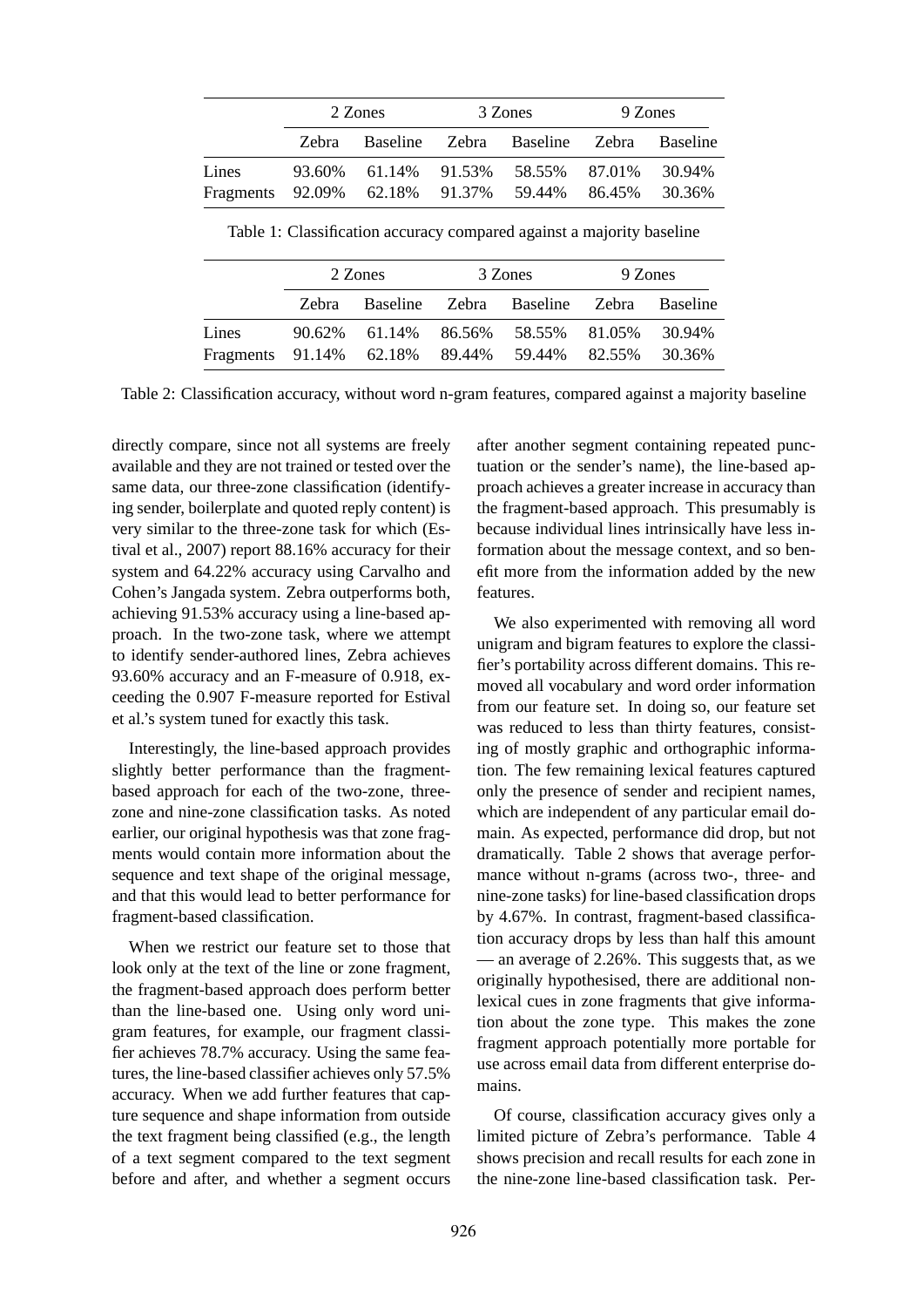| | 2 Zones | | 3 Zones | | 9 Zones | |
|---|---|---|---|---|---|---|
| | Zebra | Baseline | Zebra | Baseline | Zebra | Baseline |
| Lines | 93.60% | 61.14% | 91.53% | 58.55% | 87.01% | 30.94% |
| Fragments | 92.09% | 62.18% | 91.37% | 59.44% | 86.45% | 30.36% |

Table 1: Classification accuracy compared against a majority baseline

| | 2 Zones | | 3 Zones | | 9 Zones | |
|---|---|---|---|---|---|---|
| | Zebra | Baseline | Zebra | Baseline | Zebra | Baseline |
| Lines | 90.62% | 61.14% | 86.56% | 58.55% | 81.05% | 30.94% |
| Fragments | 91.14% | 62.18% | 89.44% | 59.44% | 82.55% | 30.36% |

Table 2: Classification accuracy, without word n-gram features, compared against a majority baseline

directly compare, since not all systems are freely available and they are not trained or tested over the same data, our three-zone classification (identifying sender, boilerplate and quoted reply content) is very similar to the three-zone task for which (Estival et al., 2007) report 88.16% accuracy for their system and 64.22% accuracy using Carvalho and Cohen's Jangada system. Zebra outperforms both, achieving 91.53% accuracy using a line-based approach. In the two-zone task, where we attempt to identify sender-authored lines, Zebra achieves 93.60% accuracy and an F-measure of 0.918, exceeding the 0.907 F-measure reported for Estival et al.'s system tuned for exactly this task.

Interestingly, the line-based approach provides slightly better performance than the fragment-based approach for each of the two-zone, three-zone and nine-zone classification tasks. As noted earlier, our original hypothesis was that zone fragments would contain more information about the sequence and text shape of the original message, and that this would lead to better performance for fragment-based classification.

When we restrict our feature set to those that look only at the text of the line or zone fragment, the fragment-based approach does perform better than the line-based one. Using only word unigram features, for example, our fragment classifier achieves 78.7% accuracy. Using the same features, the line-based classifier achieves only 57.5% accuracy. When we add further features that capture sequence and shape information from outside the text fragment being classified (e.g., the length of a text segment compared to the text segment before and after, and whether a segment occurs after another segment containing repeated punctuation or the sender's name), the line-based approach achieves a greater increase in accuracy than the fragment-based approach. This presumably is because individual lines intrinsically have less information about the message context, and so benefit more from the information added by the new features.

We also experimented with removing all word unigram and bigram features to explore the classifier's portability across different domains. This removed all vocabulary and word order information from our feature set. In doing so, our feature set was reduced to less than thirty features, consisting of mostly graphic and orthographic information. The few remaining lexical features captured only the presence of sender and recipient names, which are independent of any particular email domain. As expected, performance did drop, but not dramatically. Table 2 shows that average performance without n-grams (across two-, three- and nine-zone tasks) for line-based classification drops by 4.67%. In contrast, fragment-based classification accuracy drops by less than half this amount — an average of 2.26%. This suggests that, as we originally hypothesised, there are additional non-lexical cues in zone fragments that give information about the zone type. This makes the zone fragment approach potentially more portable for use across email data from different enterprise domains.

Of course, classification accuracy gives only a limited picture of Zebra's performance. Table 4 shows precision and recall results for each zone in the nine-zone line-based classification task. Per-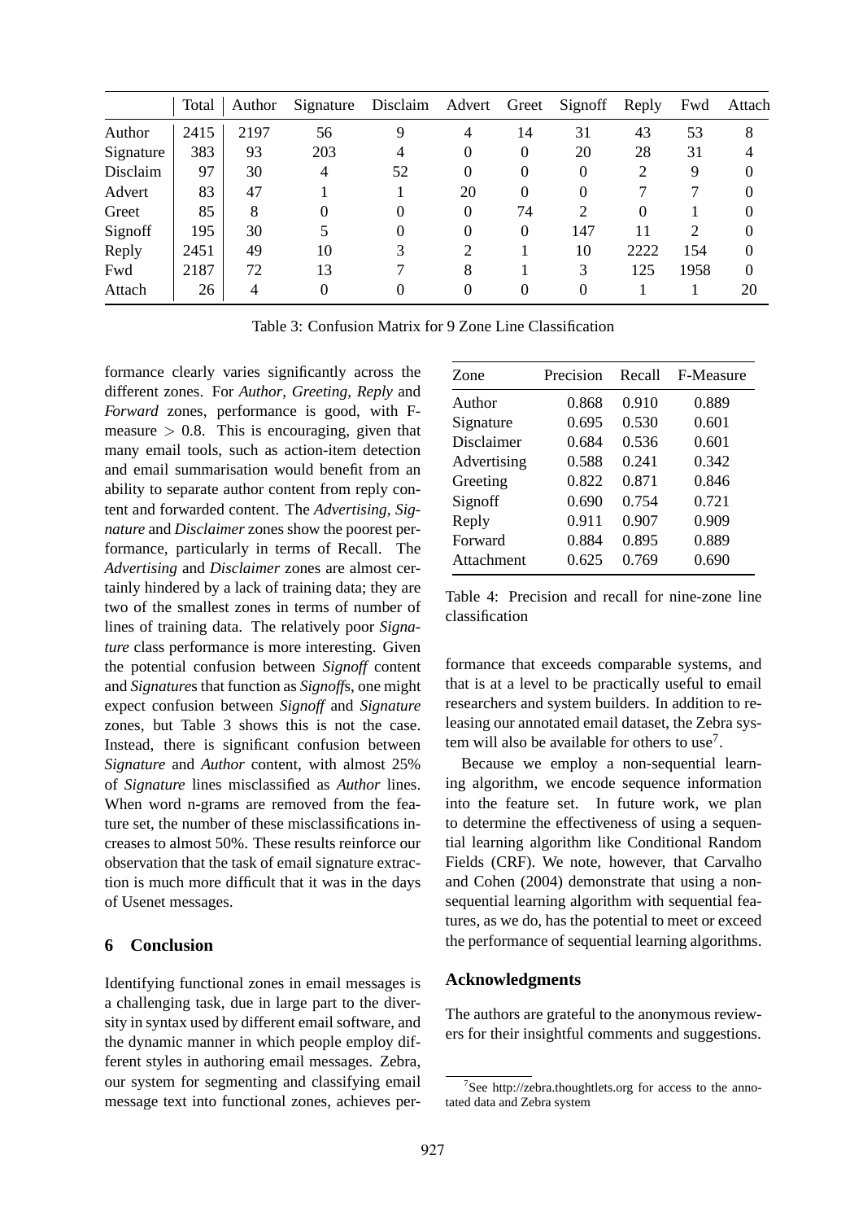|  | Total | Author | Signature | Disclaim | Advert | Greet | Signoff | Reply | Fwd | Attach |
|---|---|---|---|---|---|---|---|---|---|---|
| Author | 2415 | 2197 | 56 | 9 | 4 | 14 | 31 | 43 | 53 | 8 |
| Signature | 383 | 93 | 203 | 4 | 0 | 0 | 20 | 28 | 31 | 4 |
| Disclaim | 97 | 30 | 4 | 52 | 0 | 0 | 0 | 2 | 9 | 0 |
| Advert | 83 | 47 | 1 | 1 | 20 | 0 | 0 | 7 | 7 | 0 |
| Greet | 85 | 8 | 0 | 0 | 0 | 74 | 2 | 0 | 1 | 0 |
| Signoff | 195 | 30 | 5 | 0 | 0 | 0 | 147 | 11 | 2 | 0 |
| Reply | 2451 | 49 | 10 | 3 | 2 | 1 | 10 | 2222 | 154 | 0 |
| Fwd | 2187 | 72 | 13 | 7 | 8 | 1 | 3 | 125 | 1958 | 0 |
| Attach | 26 | 4 | 0 | 0 | 0 | 0 | 0 | 1 | 1 | 20 |

Table 3: Confusion Matrix for 9 Zone Line Classification

formance clearly varies significantly across the different zones. For *Author*, *Greeting*, *Reply* and *Forward* zones, performance is good, with F-measure $> 0.8$. This is encouraging, given that many email tools, such as action-item detection and email summarisation would benefit from an ability to separate author content from reply content and forwarded content. The *Advertising*, *Signature* and *Disclaimer* zones show the poorest performance, particularly in terms of Recall. The *Advertising* and *Disclaimer* zones are almost certainly hindered by a lack of training data; they are two of the smallest zones in terms of number of lines of training data. The relatively poor *Signature* class performance is more interesting. Given the potential confusion between *Signoff* content and *Signature*s that function as *Signoff*s, one might expect confusion between *Signoff* and *Signature* zones, but Table 3 shows this is not the case. Instead, there is significant confusion between *Signature* and *Author* content, with almost 25% of *Signature* lines misclassified as *Author* lines. When word n-grams are removed from the feature set, the number of these misclassifications increases to almost 50%. These results reinforce our observation that the task of email signature extraction is much more difficult that it was in the days of Usenet messages.

| Zone | Precision | Recall | F-Measure |
|---|---|---|---|
| Author | 0.868 | 0.910 | 0.889 |
| Signature | 0.695 | 0.530 | 0.601 |
| Disclaimer | 0.684 | 0.536 | 0.601 |
| Advertising | 0.588 | 0.241 | 0.342 |
| Greeting | 0.822 | 0.871 | 0.846 |
| Signoff | 0.690 | 0.754 | 0.721 |
| Reply | 0.911 | 0.907 | 0.909 |
| Forward | 0.884 | 0.895 | 0.889 |
| Attachment | 0.625 | 0.769 | 0.690 |

Table 4: Precision and recall for nine-zone line classification

## 6 Conclusion

Identifying functional zones in email messages is a challenging task, due in large part to the diversity in syntax used by different email software, and the dynamic manner in which people employ different styles in authoring email messages. Zebra, our system for segmenting and classifying email message text into functional zones, achieves performance that exceeds comparable systems, and that is at a level to be practically useful to email researchers and system builders. In addition to releasing our annotated email dataset, the Zebra system will also be available for others to use[7].

Because we employ a non-sequential learning algorithm, we encode sequence information into the feature set. In future work, we plan to determine the effectiveness of using a sequential learning algorithm like Conditional Random Fields (CRF). We note, however, that Carvalho and Cohen (2004) demonstrate that using a non-sequential learning algorithm with sequential features, as we do, has the potential to meet or exceed the performance of sequential learning algorithms.

## Acknowledgments

The authors are grateful to the anonymous reviewers for their insightful comments and suggestions.

[7] See http://zebra.thoughtlets.org for access to the annotated data and Zebra system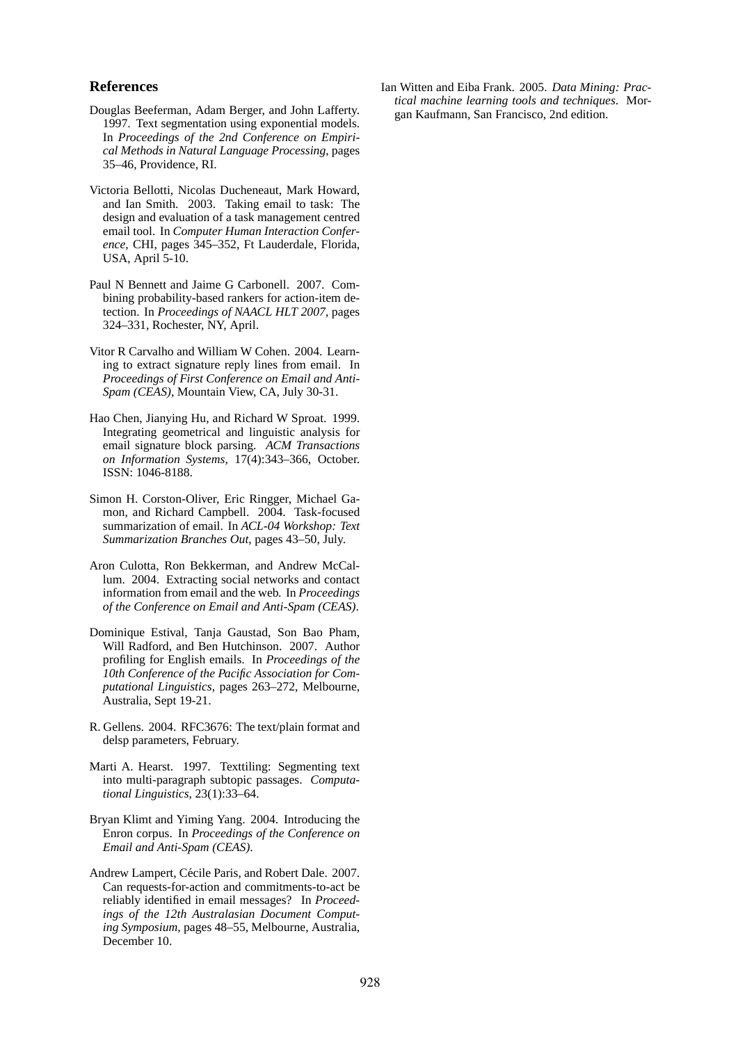## References

Douglas Beeferman, Adam Berger, and John Lafferty. 1997. Text segmentation using exponential models. In *Proceedings of the 2nd Conference on Empirical Methods in Natural Language Processing*, pages 35–46, Providence, RI.

Victoria Bellotti, Nicolas Ducheneaut, Mark Howard, and Ian Smith. 2003. Taking email to task: The design and evaluation of a task management centred email tool. In *Computer Human Interaction Conference*, CHI, pages 345–352, Ft Lauderdale, Florida, USA, April 5-10.

Paul N Bennett and Jaime G Carbonell. 2007. Combining probability-based rankers for action-item detection. In *Proceedings of NAACL HLT 2007*, pages 324–331, Rochester, NY, April.

Vitor R Carvalho and William W Cohen. 2004. Learning to extract signature reply lines from email. In *Proceedings of First Conference on Email and Anti-Spam (CEAS)*, Mountain View, CA, July 30-31.

Hao Chen, Jianying Hu, and Richard W Sproat. 1999. Integrating geometrical and linguistic analysis for email signature block parsing. *ACM Transactions on Information Systems*, 17(4):343–366, October. ISSN: 1046-8188.

Simon H. Corston-Oliver, Eric Ringger, Michael Gamon, and Richard Campbell. 2004. Task-focused summarization of email. In *ACL-04 Workshop: Text Summarization Branches Out*, pages 43–50, July.

Aron Culotta, Ron Bekkerman, and Andrew McCallum. 2004. Extracting social networks and contact information from email and the web. In *Proceedings of the Conference on Email and Anti-Spam (CEAS)*.

Dominique Estival, Tanja Gaustad, Son Bao Pham, Will Radford, and Ben Hutchinson. 2007. Author profiling for English emails. In *Proceedings of the 10th Conference of the Pacific Association for Computational Linguistics*, pages 263–272, Melbourne, Australia, Sept 19-21.

R. Gellens. 2004. RFC3676: The text/plain format and delsp parameters, February.

Marti A. Hearst. 1997. Texttiling: Segmenting text into multi-paragraph subtopic passages. *Computational Linguistics*, 23(1):33–64.

Bryan Klimt and Yiming Yang. 2004. Introducing the Enron corpus. In *Proceedings of the Conference on Email and Anti-Spam (CEAS)*.

Andrew Lampert, Cécile Paris, and Robert Dale. 2007. Can requests-for-action and commitments-to-act be reliably identified in email messages? In *Proceedings of the 12th Australasian Document Computing Symposium*, pages 48–55, Melbourne, Australia, December 10.

Ian Witten and Eiba Frank. 2005. *Data Mining: Practical machine learning tools and techniques*. Morgan Kaufmann, San Francisco, 2nd edition.